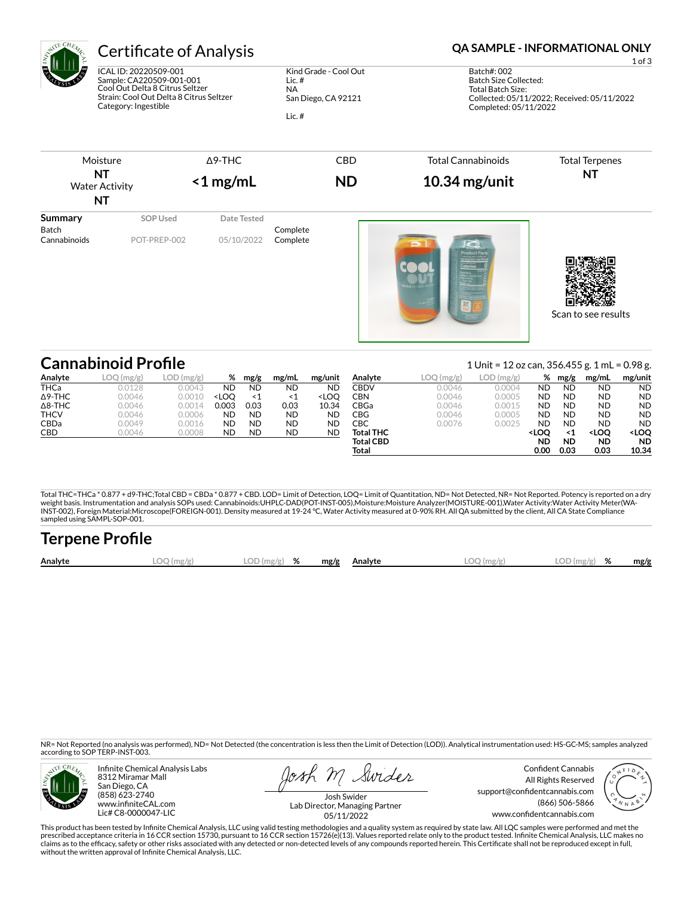# Certificate of Analysis

**QA SAMPLE - INFORMATIONAL ONLY**

ICAL ID: 20220509-001
Sample: CA220509-001-001
Cool Out Delta 8 Citrus Seltzer
Strain: Cool Out Delta 8 Citrus Seltzer
Category: Ingestible

Kind Grade - Cool Out
Lic. #
NA
San Diego, CA 92121

Lic. #

Batch#: 002
Batch Size Collected:
Total Batch Size:
Collected: 05/11/2022; Received: 05/11/2022
Completed: 05/11/2022

| Moisture | Δ9-THC | CBD | Total Cannabinoids | Total Terpenes |
|---|---|---|---|---|
| **NT** | **<1 mg/mL** | **ND** | **10.34 mg/unit** | **NT** |
| Water Activity **NT** | | | | |

| Summary | SOP Used | Date Tested | |
|---|---|---|---|
| Batch | | | Complete |
| Cannabinoids | POT-PREP-002 | 05/10/2022 | Complete |

Scan to see results

## Cannabinoid Profile

1 Unit = 12 oz can, 356.455 g. 1 mL = 0.98 g.

| Analyte | LOQ (mg/g) | LOD (mg/g) | % | mg/g | mg/mL | mg/unit |
|---|---|---|---|---|---|---|
| THCa | 0.0128 | 0.0043 | ND | ND | ND | ND |
| Δ9-THC | 0.0046 | 0.0010 | <LOQ | <1 | <1 | <LOQ |
| Δ8-THC | 0.0046 | 0.0014 | 0.003 | 0.03 | 0.03 | 10.34 |
| THCV | 0.0046 | 0.0006 | ND | ND | ND | ND |
| CBDa | 0.0049 | 0.0016 | ND | ND | ND | ND |
| CBD | 0.0046 | 0.0008 | ND | ND | ND | ND |
| CBDV | 0.0046 | 0.0004 | ND | ND | ND | ND |
| CBN | 0.0046 | 0.0005 | ND | ND | ND | ND |
| CBGa | 0.0046 | 0.0015 | ND | ND | ND | ND |
| CBG | 0.0046 | 0.0005 | ND | ND | ND | ND |
| CBC | 0.0076 | 0.0025 | ND | ND | ND | ND |
| **Total THC** | | | **<LOQ** | **<1** | **<LOQ** | **<LOQ** |
| **Total CBD** | | | **ND** | **ND** | **ND** | **ND** |
| **Total** | | | **0.00** | **0.03** | **0.03** | **10.34** |

Total THC=THCa * 0.877 + d9-THC;Total CBD = CBDa * 0.877 + CBD. LOD= Limit of Detection, LOQ= Limit of Quantitation, ND= Not Detected, NR= Not Reported. Potency is reported on a dry weight basis. Instrumentation and analysis SOPs used: Cannabinoids:UHPLC-DAD(POT-INST-005),Moisture:Moisture Analyzer(MOISTURE-001),Water Activity:Water Activity Meter(WA-INST-002), Foreign Material:Microscope(FOREIGN-001). Density measured at 19-24 °C, Water Activity measured at 0-90% RH. All QA submitted by the client, All CA State Compliance sampled using SAMPL-SOP-001.

## Terpene Profile

| Analyte | LOQ (mg/g) | LOD (mg/g) | % | mg/g | Analyte | LOQ (mg/g) | LOD (mg/g) | % | mg/g |
|---|---|---|---|---|---|---|---|---|---|

NR= Not Reported (no analysis was performed), ND= Not Detected (the concentration is less then the Limit of Detection (LOD)). Analytical instrumentation used: HS-GC-MS; samples analyzed according to SOP TERP-INST-003.

Infinite Chemical Analysis Labs
8312 Miramar Mall
San Diego, CA
(858) 623-2740
www.infiniteCAL.com
Lic# C8-0000047-LIC

Josh Swider
Lab Director, Managing Partner
05/11/2022

Confident Cannabis
All Rights Reserved
support@confidentcannabis.com
(866) 506-5866
www.confidentcannabis.com

This product has been tested by Infinite Chemical Analysis, LLC using valid testing methodologies and a quality system as required by state law. All LQC samples were performed and met the prescribed acceptance criteria in 16 CCR section 15730, pursuant to 16 CCR section 15726(e)(13). Values reported relate only to the product tested. Infinite Chemical Analysis, LLC makes no claims as to the efficacy, safety or other risks associated with any detected or non-detected levels of any compounds reported herein. This Certificate shall not be reproduced except in full, without the written approval of Infinite Chemical Analysis, LLC.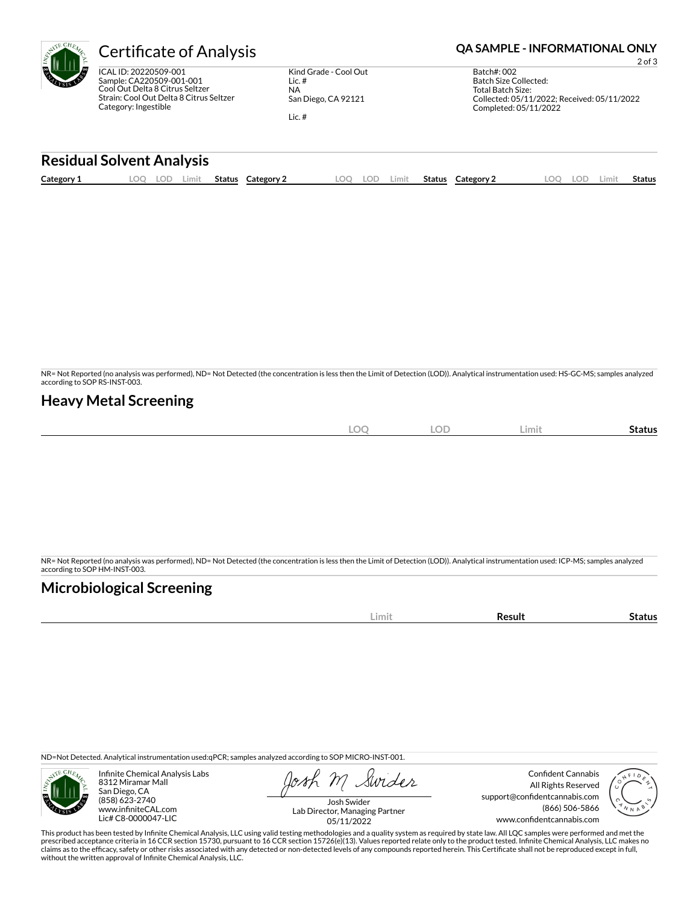# Certificate of Analysis

**QA SAMPLE - INFORMATIONAL ONLY**

ICAL ID: 20220509-001
Sample: CA220509-001-001
Cool Out Delta 8 Citrus Seltzer
Strain: Cool Out Delta 8 Citrus Seltzer
Category: Ingestible

Kind Grade - Cool Out
Lic. #
NA
San Diego, CA 92121

Lic. #

Batch#: 002
Batch Size Collected:
Total Batch Size:
Collected: 05/11/2022; Received: 05/11/2022
Completed: 05/11/2022

## Residual Solvent Analysis

| Category 1 | LOQ | LOD | Limit | Status | Category 2 | LOQ | LOD | Limit | Status | Category 2 | LOQ | LOD | Limit | Status |
|---|---|---|---|---|---|---|---|---|---|---|---|---|---|---|

NR= Not Reported (no analysis was performed), ND= Not Detected (the concentration is less then the Limit of Detection (LOD)). Analytical instrumentation used: HS-GC-MS; samples analyzed according to SOP RS-INST-003.

## Heavy Metal Screening

| | LOQ | LOD | Limit | Status |
|---|---|---|---|---|

NR= Not Reported (no analysis was performed), ND= Not Detected (the concentration is less then the Limit of Detection (LOD)). Analytical instrumentation used: ICP-MS; samples analyzed according to SOP HM-INST-003.

## Microbiological Screening

| | Limit | Result | Status |
|---|---|---|---|

ND=Not Detected. Analytical instrumentation used:qPCR; samples analyzed according to SOP MICRO-INST-001.

Infinite Chemical Analysis Labs
8312 Miramar Mall
San Diego, CA
(858) 623-2740
www.infiniteCAL.com
Lic# C8-0000047-LIC

Josh Swider
Lab Director, Managing Partner
05/11/2022

Confident Cannabis
All Rights Reserved
support@confidentcannabis.com
(866) 506-5866
www.confidentcannabis.com

This product has been tested by Infinite Chemical Analysis, LLC using valid testing methodologies and a quality system as required by state law. All LQC samples were performed and met the prescribed acceptance criteria in 16 CCR section 15730, pursuant to 16 CCR section 15726(e)(13). Values reported relate only to the product tested. Infinite Chemical Analysis, LLC makes no claims as to the efficacy, safety or other risks associated with any detected or non-detected levels of any compounds reported herein. This Certificate shall not be reproduced except in full, without the written approval of Infinite Chemical Analysis, LLC.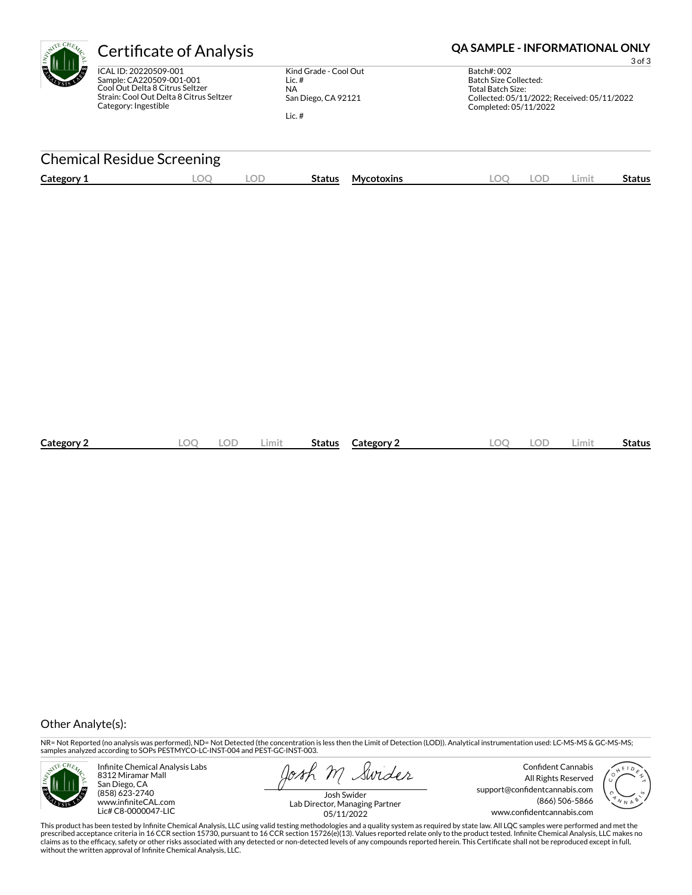# Certificate of Analysis

**QA SAMPLE - INFORMATIONAL ONLY**

ICAL ID: 20220509-001
Sample: CA220509-001-001
Cool Out Delta 8 Citrus Seltzer
Strain: Cool Out Delta 8 Citrus Seltzer
Category: Ingestible

Kind Grade - Cool Out
Lic. #
NA
San Diego, CA 92121

Lic. #

Batch#: 002
Batch Size Collected:
Total Batch Size:
Collected: 05/11/2022; Received: 05/11/2022
Completed: 05/11/2022

## Chemical Residue Screening

| Category 1 | LOQ | LOD | Status |
|---|---|---|---|

| Mycotoxins | LOQ | LOD | Limit | Status |
|---|---|---|---|---|

| Category 2 | LOQ | LOD | Limit | Status |
|---|---|---|---|---|

| Category 2 | LOQ | LOD | Limit | Status |
|---|---|---|---|---|

Other Analyte(s):

NR= Not Reported (no analysis was performed), ND= Not Detected (the concentration is less then the Limit of Detection (LOD)). Analytical instrumentation used: LC-MS-MS & GC-MS-MS; samples analyzed according to SOPs PESTMYCO-LC-INST-004 and PEST-GC-INST-003.

Infinite Chemical Analysis Labs
8312 Miramar Mall
San Diego, CA
(858) 623-2740
www.infiniteCAL.com
Lic# C8-0000047-LIC

Josh Swider
Lab Director, Managing Partner
05/11/2022

Confident Cannabis
All Rights Reserved
support@confidentcannabis.com
(866) 506-5866
www.confidentcannabis.com

This product has been tested by Infinite Chemical Analysis, LLC using valid testing methodologies and a quality system as required by state law. All LQC samples were performed and met the prescribed acceptance criteria in 16 CCR section 15730, pursuant to 16 CCR section 15726(e)(13). Values reported relate only to the product tested. Infinite Chemical Analysis, LLC makes no claims as to the efficacy, safety or other risks associated with any detected or non-detected levels of any compounds reported herein. This Certificate shall not be reproduced except in full, without the written approval of Infinite Chemical Analysis, LLC.